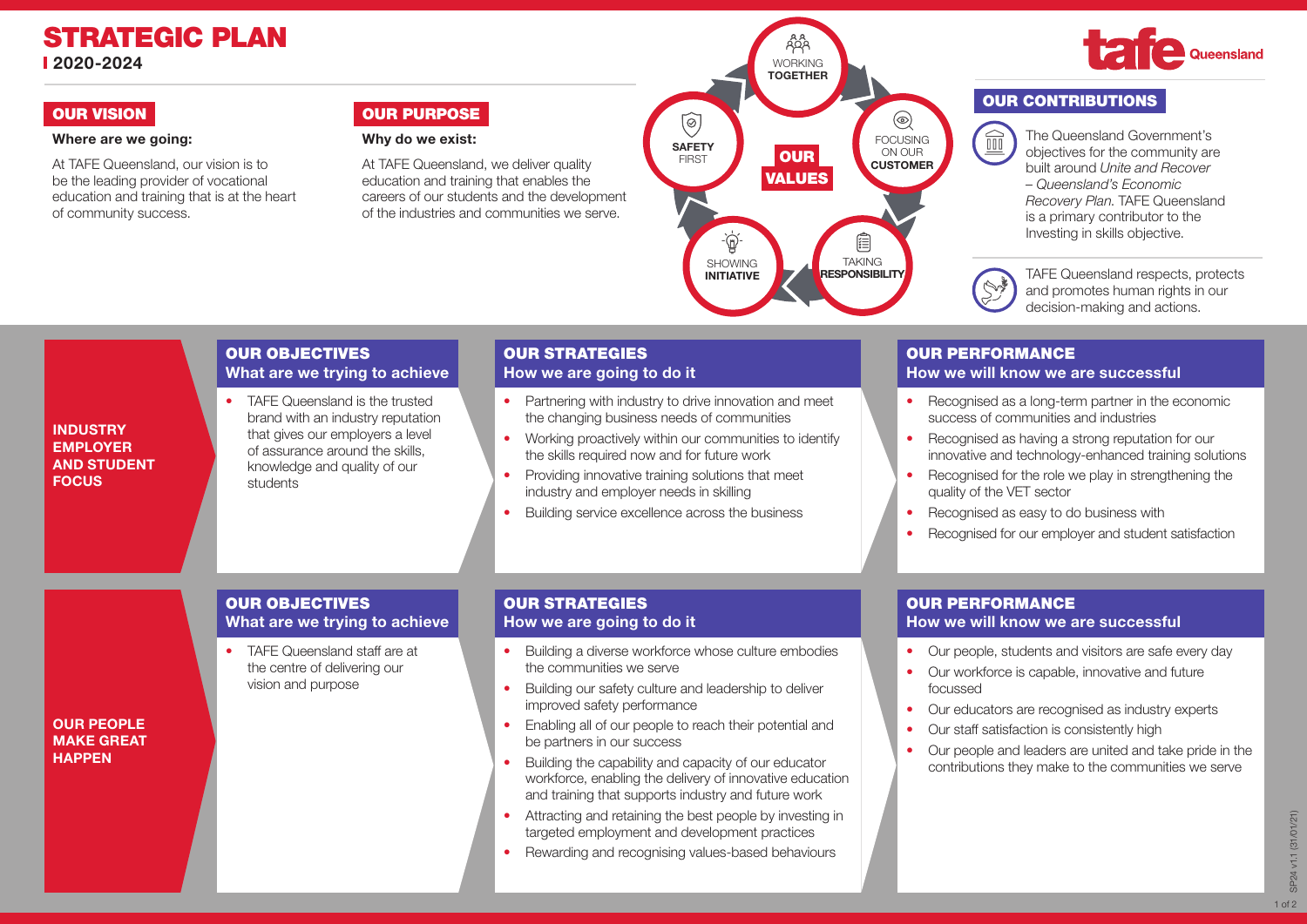# STRATEGIC PLAN

**2020-2024**

## OUR VISION

**Where are we going:**

At TAFE Queensland, our vision is to be the leading provider of vocational education and training that is at the heart of community success.

## OUR PURPOSE

**Why do we exist:**

At TAFE Queensland, we deliver quality education and training that enables the careers of our students and the development of the industries and communities we serve.

## OUR VALUES

- WORKING **TOGETHER**
- FOCUSING ON OUR **CUSTOMER**
- TAKING **RESPONSIBILITY**
- SHOWING **INITIATIVE**
- **SAFETY** FIRST

## OUR CONTRIBUTIONS

The Queensland Government's objectives for the community are built around *Unite and Recover – Queensland's Economic Recovery Plan*. TAFE Queensland is a primary contributor to the Investing in skills objective.

TAFE Queensland respects, protects and promotes human rights in our decision-making and actions.

## INDUSTRY EMPLOYER AND STUDENT FOCUS

### OUR OBJECTIVES
**What are we trying to achieve**

- TAFE Queensland is the trusted brand with an industry reputation that gives our employers a level of assurance around the skills, knowledge and quality of our students

### OUR STRATEGIES
**How we are going to do it**

- Partnering with industry to drive innovation and meet the changing business needs of communities
- Working proactively within our communities to identify the skills required now and for future work
- Providing innovative training solutions that meet industry and employer needs in skilling
- Building service excellence across the business

### OUR PERFORMANCE
**How we will know we are successful**

- Recognised as a long-term partner in the economic success of communities and industries
- Recognised as having a strong reputation for our innovative and technology-enhanced training solutions
- Recognised for the role we play in strengthening the quality of the VET sector
- Recognised as easy to do business with
- Recognised for our employer and student satisfaction

## OUR PEOPLE MAKE GREAT HAPPEN

### OUR OBJECTIVES
**What are we trying to achieve**

- TAFE Queensland staff are at the centre of delivering our vision and purpose

### OUR STRATEGIES
**How we are going to do it**

- Building a diverse workforce whose culture embodies the communities we serve
- Building our safety culture and leadership to deliver improved safety performance
- Enabling all of our people to reach their potential and be partners in our success
- Building the capability and capacity of our educator workforce, enabling the delivery of innovative education and training that supports industry and future work
- Attracting and retaining the best people by investing in targeted employment and development practices
- Rewarding and recognising values-based behaviours

### OUR PERFORMANCE
**How we will know we are successful**

- Our people, students and visitors are safe every day
- Our workforce is capable, innovative and future focussed
- Our educators are recognised as industry experts
- Our staff satisfaction is consistently high
- Our people and leaders are united and take pride in the contributions they make to the communities we serve

SP24 v1.1 (31/01/21)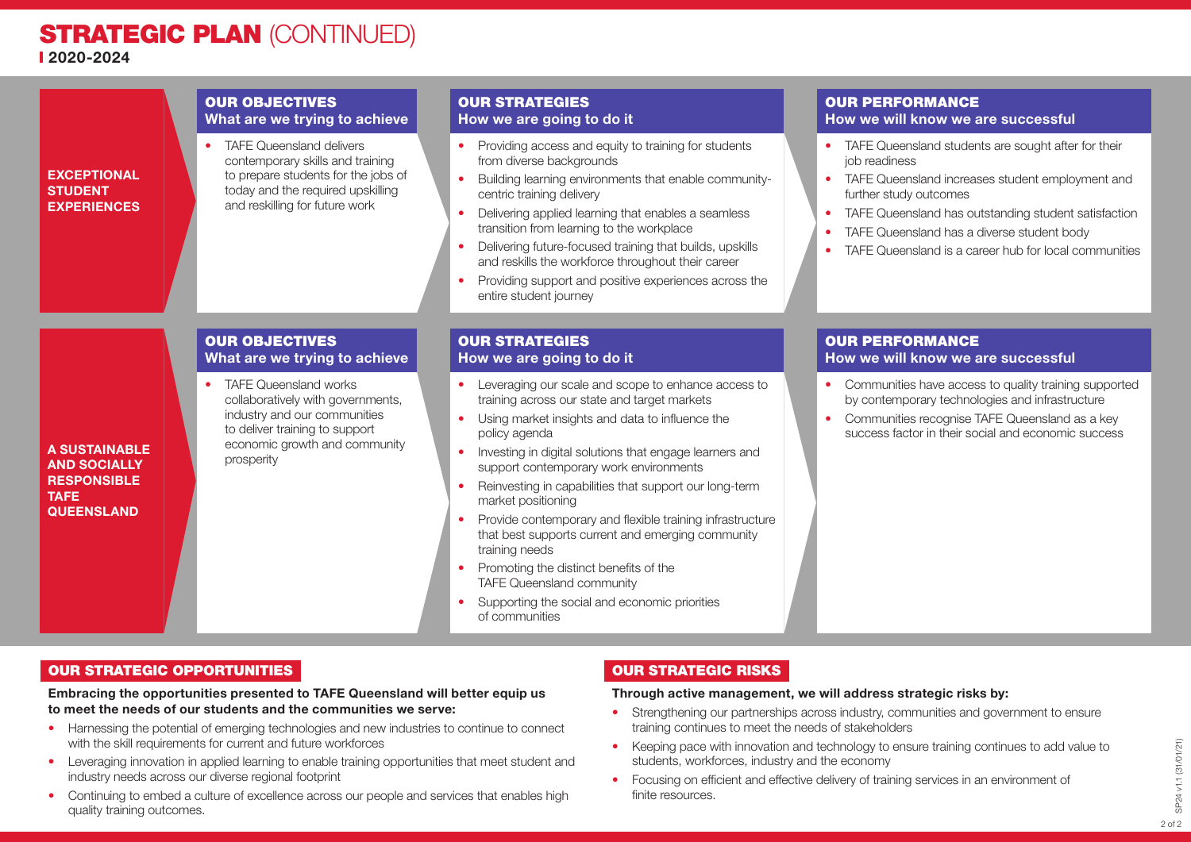# STRATEGIC PLAN (CONTINUED)

## 2020-2024

## EXCEPTIONAL STUDENT EXPERIENCES

### OUR OBJECTIVES
**What are we trying to achieve**

- TAFE Queensland delivers contemporary skills and training to prepare students for the jobs of today and the required upskilling and reskilling for future work

### OUR STRATEGIES
**How we are going to do it**

- Providing access and equity to training for students from diverse backgrounds
- Building learning environments that enable community-centric training delivery
- Delivering applied learning that enables a seamless transition from learning to the workplace
- Delivering future-focused training that builds, upskills and reskills the workforce throughout their career
- Providing support and positive experiences across the entire student journey

### OUR PERFORMANCE
**How we will know we are successful**

- TAFE Queensland students are sought after for their job readiness
- TAFE Queensland increases student employment and further study outcomes
- TAFE Queensland has outstanding student satisfaction
- TAFE Queensland has a diverse student body
- TAFE Queensland is a career hub for local communities

## A SUSTAINABLE AND SOCIALLY RESPONSIBLE TAFE QUEENSLAND

### OUR OBJECTIVES
**What are we trying to achieve**

- TAFE Queensland works collaboratively with governments, industry and our communities to deliver training to support economic growth and community prosperity

### OUR STRATEGIES
**How we are going to do it**

- Leveraging our scale and scope to enhance access to training across our state and target markets
- Using market insights and data to influence the policy agenda
- Investing in digital solutions that engage learners and support contemporary work environments
- Reinvesting in capabilities that support our long-term market positioning
- Provide contemporary and flexible training infrastructure that best supports current and emerging community training needs
- Promoting the distinct benefits of the TAFE Queensland community
- Supporting the social and economic priorities of communities

### OUR PERFORMANCE
**How we will know we are successful**

- Communities have access to quality training supported by contemporary technologies and infrastructure
- Communities recognise TAFE Queensland as a key success factor in their social and economic success

## OUR STRATEGIC OPPORTUNITIES

**Embracing the opportunities presented to TAFE Queensland will better equip us to meet the needs of our students and the communities we serve:**

- Harnessing the potential of emerging technologies and new industries to continue to connect with the skill requirements for current and future workforces
- Leveraging innovation in applied learning to enable training opportunities that meet student and industry needs across our diverse regional footprint
- Continuing to embed a culture of excellence across our people and services that enables high quality training outcomes.

## OUR STRATEGIC RISKS

**Through active management, we will address strategic risks by:**

- Strengthening our partnerships across industry, communities and government to ensure training continues to meet the needs of stakeholders
- Keeping pace with innovation and technology to ensure training continues to add value to students, workforces, industry and the economy
- Focusing on efficient and effective delivery of training services in an environment of finite resources.

SP24 v1.1 (31/01/21)